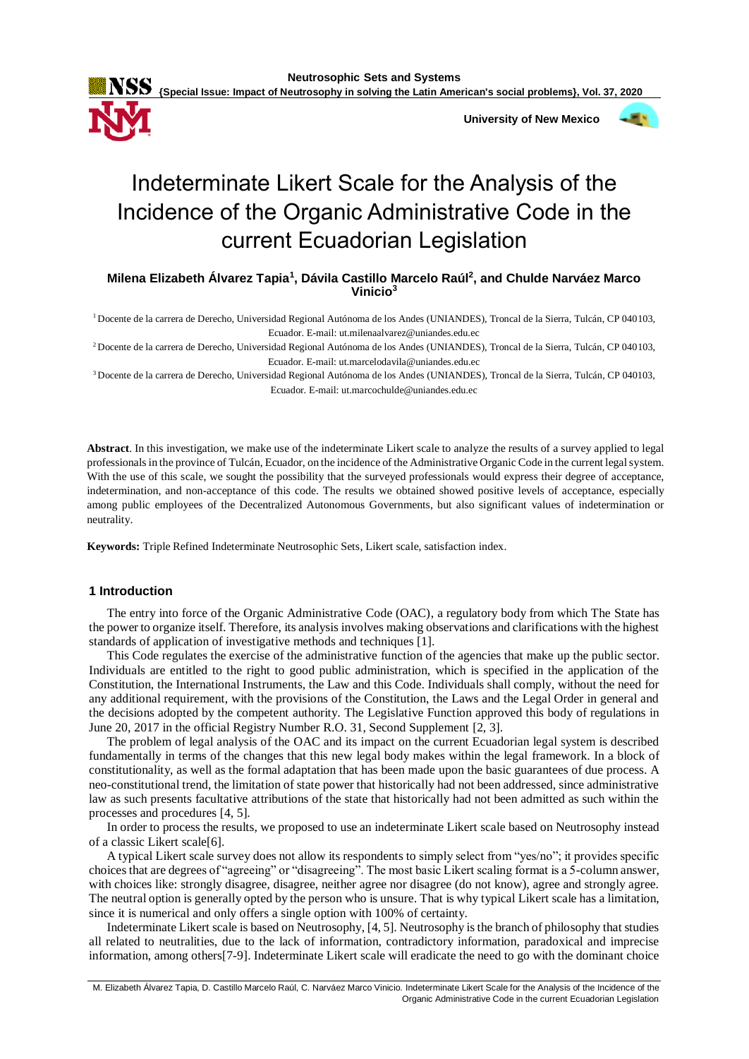# Indeterminate Likert Scale for the Analysis of the Incidence of the Organic Administrative Code in the current Ecuadorian Legislation

**Milena Elizabeth Álvarez Tapia[1], Dávila Castillo Marcelo Raúl[2], and Chulde Narváez Marco Vinicio[3]**

[1] Docente de la carrera de Derecho, Universidad Regional Autónoma de los Andes (UNIANDES), Troncal de la Sierra, Tulcán, CP 040103, Ecuador. E-mail: ut.milenaalvarez@uniandes.edu.ec

[2] Docente de la carrera de Derecho, Universidad Regional Autónoma de los Andes (UNIANDES), Troncal de la Sierra, Tulcán, CP 040103, Ecuador. E-mail: ut.marcelodavila@uniandes.edu.ec

[3] Docente de la carrera de Derecho, Universidad Regional Autónoma de los Andes (UNIANDES), Troncal de la Sierra, Tulcán, CP 040103, Ecuador. E-mail: ut.marcochulde@uniandes.edu.ec

**Abstract**. In this investigation, we make use of the indeterminate Likert scale to analyze the results of a survey applied to legal professionals in the province of Tulcán, Ecuador, on the incidence of the Administrative Organic Code in the current legal system. With the use of this scale, we sought the possibility that the surveyed professionals would express their degree of acceptance, indetermination, and non-acceptance of this code. The results we obtained showed positive levels of acceptance, especially among public employees of the Decentralized Autonomous Governments, but also significant values of indetermination or neutrality.

**Keywords:** Triple Refined Indeterminate Neutrosophic Sets, Likert scale, satisfaction index.

## 1 Introduction

The entry into force of the Organic Administrative Code (OAC), a regulatory body from which The State has the power to organize itself. Therefore, its analysis involves making observations and clarifications with the highest standards of application of investigative methods and techniques [1].

This Code regulates the exercise of the administrative function of the agencies that make up the public sector. Individuals are entitled to the right to good public administration, which is specified in the application of the Constitution, the International Instruments, the Law and this Code. Individuals shall comply, without the need for any additional requirement, with the provisions of the Constitution, the Laws and the Legal Order in general and the decisions adopted by the competent authority. The Legislative Function approved this body of regulations in June 20, 2017 in the official Registry Number R.O. 31, Second Supplement [2, 3].

The problem of legal analysis of the OAC and its impact on the current Ecuadorian legal system is described fundamentally in terms of the changes that this new legal body makes within the legal framework. In a block of constitutionality, as well as the formal adaptation that has been made upon the basic guarantees of due process. A neo-constitutional trend, the limitation of state power that historically had not been addressed, since administrative law as such presents facultative attributions of the state that historically had not been admitted as such within the processes and procedures [4, 5].

In order to process the results, we proposed to use an indeterminate Likert scale based on Neutrosophy instead of a classic Likert scale[6].

A typical Likert scale survey does not allow its respondents to simply select from "yes/no"; it provides specific choices that are degrees of "agreeing" or "disagreeing". The most basic Likert scaling format is a 5-column answer, with choices like: strongly disagree, disagree, neither agree nor disagree (do not know), agree and strongly agree. The neutral option is generally opted by the person who is unsure. That is why typical Likert scale has a limitation, since it is numerical and only offers a single option with 100% of certainty.

Indeterminate Likert scale is based on Neutrosophy, [4, 5]. Neutrosophy is the branch of philosophy that studies all related to neutralities, due to the lack of information, contradictory information, paradoxical and imprecise information, among others[7-9]. Indeterminate Likert scale will eradicate the need to go with the dominant choice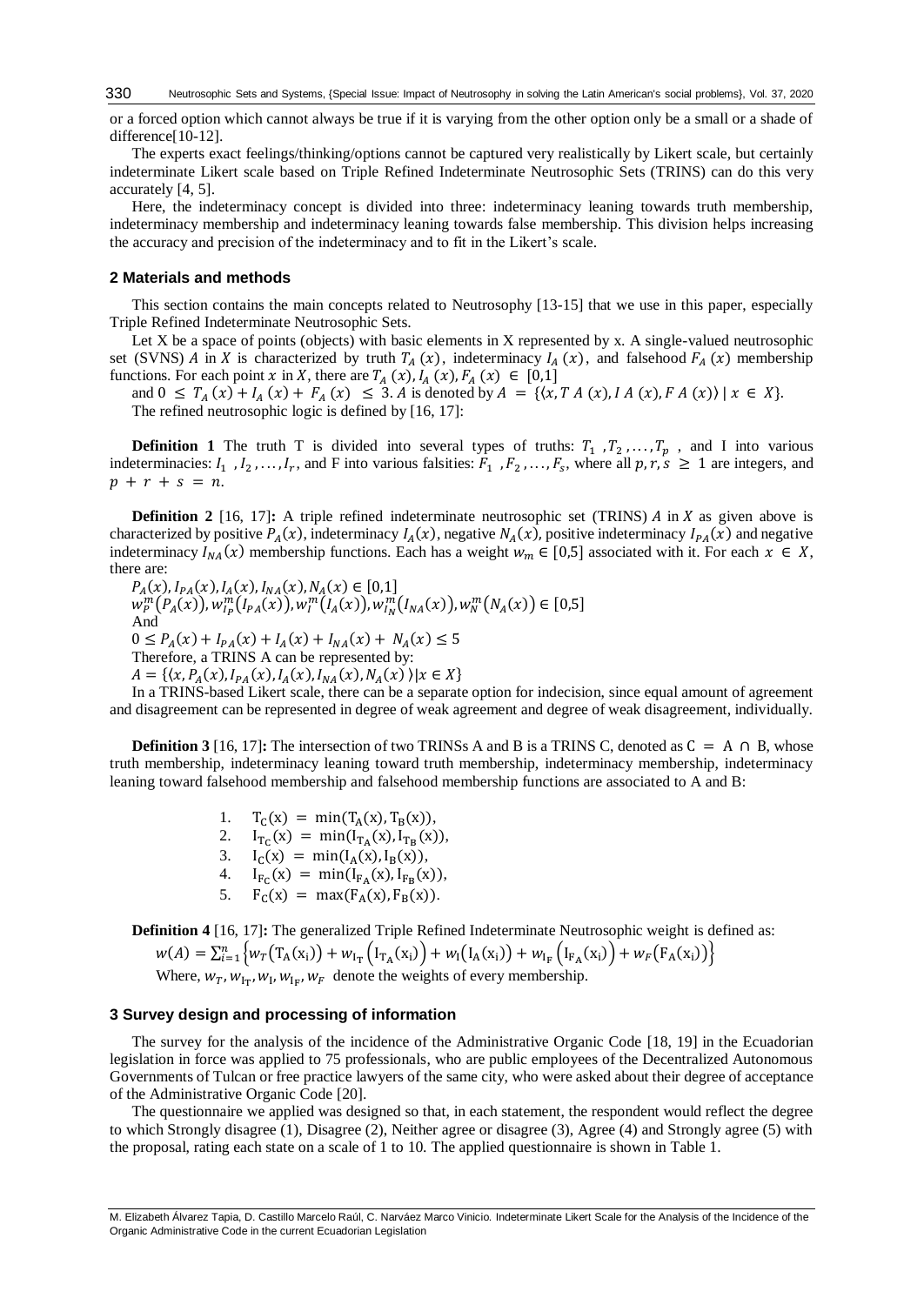or a forced option which cannot always be true if it is varying from the other option only be a small or a shade of difference[10-12].

The experts exact feelings/thinking/options cannot be captured very realistically by Likert scale, but certainly indeterminate Likert scale based on Triple Refined Indeterminate Neutrosophic Sets (TRINS) can do this very accurately [4, 5].

Here, the indeterminacy concept is divided into three: indeterminacy leaning towards truth membership, indeterminacy membership and indeterminacy leaning towards false membership. This division helps increasing the accuracy and precision of the indeterminacy and to fit in the Likert's scale.

## 2 Materials and methods

This section contains the main concepts related to Neutrosophy [13-15] that we use in this paper, especially Triple Refined Indeterminate Neutrosophic Sets.

Let X be a space of points (objects) with basic elements in X represented by x. A single-valued neutrosophic set (SVNS) $A$ in $X$ is characterized by truth $T_A(x)$, indeterminacy $I_A(x)$, and falsehood $F_A(x)$ membership functions. For each point $x$ in $X$, there are $T_A(x), I_A(x), F_A(x) \in [0,1]$ and $0 \leq T_A(x) + I_A(x) + F_A(x) \leq 3$. $A$ is denoted by $A = \{\langle x, T\,A(x), I\,A(x), F\,A(x)\rangle \mid x \in X\}$.

The refined neutrosophic logic is defined by [16, 17]:

**Definition 1** The truth T is divided into several types of truths: $T_1, T_2, \ldots, T_p$, and I into various indeterminacies: $I_1, I_2, \ldots, I_r$, and F into various falsities: $F_1, F_2, \ldots, F_s$, where all $p, r, s \geq 1$ are integers, and $p + r + s = n$.

**Definition 2** [16, 17]**:** A triple refined indeterminate neutrosophic set (TRINS) $A$ in $X$ as given above is characterized by positive $P_A(x)$, indeterminacy $I_A(x)$, negative $N_A(x)$, positive indeterminacy $I_{PA}(x)$ and negative indeterminacy $I_{NA}(x)$ membership functions. Each has a weight $w_m \in [0,5]$ associated with it. For each $x \in X$, there are:

$$P_A(x), I_{PA}(x), I_A(x), I_{NA}(x), N_A(x) \in [0,1]$$

$$w_P^m(P_A(x)), w_{I_P}^m(I_{PA}(x)), w_I^m(I_A(x)), w_{I_N}^m(I_{NA}(x)), w_N^m(N_A(x)) \in [0,5]$$

And

$$0 \leq P_A(x) + I_{PA}(x) + I_A(x) + I_{NA}(x) + N_A(x) \leq 5$$

Therefore, a TRINS A can be represented by:

$$A = \{\langle x, P_A(x), I_{PA}(x), I_A(x), I_{NA}(x), N_A(x)\rangle \mid x \in X\}$$

In a TRINS-based Likert scale, there can be a separate option for indecision, since equal amount of agreement and disagreement can be represented in degree of weak agreement and degree of weak disagreement, individually.

**Definition 3** [16, 17]**:** The intersection of two TRINSs A and B is a TRINS C, denoted as $C = A \cap B$, whose truth membership, indeterminacy leaning toward truth membership, indeterminacy membership, indeterminacy leaning toward falsehood membership and falsehood membership functions are associated to A and B:

1. $T_C(x) = \min(T_A(x), T_B(x))$,
2. $I_{T_C}(x) = \min(I_{T_A}(x), I_{T_B}(x))$,
3. $I_C(x) = \min(I_A(x), I_B(x))$,
4. $I_{F_C}(x) = \min(I_{F_A}(x), I_{F_B}(x))$,
5. $F_C(x) = \max(F_A(x), F_B(x))$.

**Definition 4** [16, 17]**:** The generalized Triple Refined Indeterminate Neutrosophic weight is defined as:

$$w(A) = \sum_{i=1}^{n}\left\{w_T(T_A(x_i)) + w_{I_T}\left(I_{T_A}(x_i)\right) + w_I(I_A(x_i)) + w_{I_F}\left(I_{F_A}(x_i)\right) + w_F(F_A(x_i))\right\}$$

Where, $w_T, w_{I_T}, w_I, w_{I_F}, w_F$ denote the weights of every membership.

## 3 Survey design and processing of information

The survey for the analysis of the incidence of the Administrative Organic Code [18, 19] in the Ecuadorian legislation in force was applied to 75 professionals, who are public employees of the Decentralized Autonomous Governments of Tulcan or free practice lawyers of the same city, who were asked about their degree of acceptance of the Administrative Organic Code [20].

The questionnaire we applied was designed so that, in each statement, the respondent would reflect the degree to which Strongly disagree (1), Disagree (2), Neither agree or disagree (3), Agree (4) and Strongly agree (5) with the proposal, rating each state on a scale of 1 to 10. The applied questionnaire is shown in Table 1.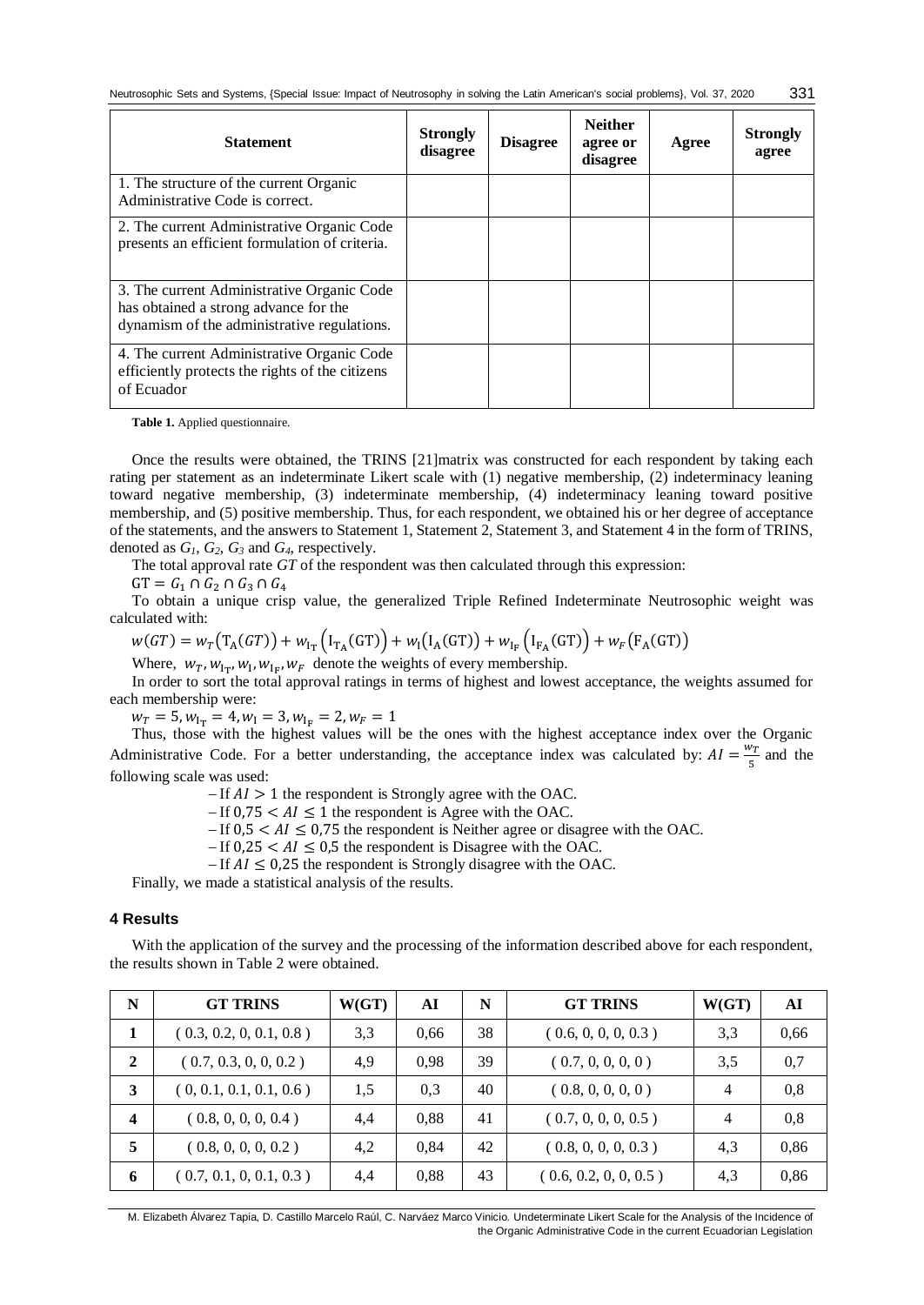| Statement | Strongly disagree | Disagree | Neither agree or disagree | Agree | Strongly agree |
|---|---|---|---|---|---|
| 1. The structure of the current Organic Administrative Code is correct. | | | | | |
| 2. The current Administrative Organic Code presents an efficient formulation of criteria. | | | | | |
| 3. The current Administrative Organic Code has obtained a strong advance for the dynamism of the administrative regulations. | | | | | |
| 4. The current Administrative Organic Code efficiently protects the rights of the citizens of Ecuador | | | | | |

**Table 1.** Applied questionnaire.

Once the results were obtained, the TRINS [21]matrix was constructed for each respondent by taking each rating per statement as an indeterminate Likert scale with (1) negative membership, (2) indeterminacy leaning toward negative membership, (3) indeterminate membership, (4) indeterminacy leaning toward positive membership, and (5) positive membership. Thus, for each respondent, we obtained his or her degree of acceptance of the statements, and the answers to Statement 1, Statement 2, Statement 3, and Statement 4 in the form of TRINS, denoted as $G_1$, $G_2$, $G_3$ and $G_4$, respectively.

The total approval rate $GT$ of the respondent was then calculated through this expression:

$$\mathrm{GT} = G_1 \cap G_2 \cap G_3 \cap G_4$$

To obtain a unique crisp value, the generalized Triple Refined Indeterminate Neutrosophic weight was calculated with:

$$w(GT) = w_T\big(\mathrm{T_A}(GT)\big) + w_{\mathrm{I_T}}\Big(\mathrm{I_{T_A}}(\mathrm{GT})\Big) + w_{\mathrm{I}}\big(\mathrm{I_A}(\mathrm{GT})\big) + w_{\mathrm{I_F}}\Big(\mathrm{I_{F_A}}(\mathrm{GT})\Big) + w_F\big(\mathrm{F_A}(\mathrm{GT})\big)$$

Where, $w_T, w_{\mathrm{I_T}}, w_{\mathrm{I}}, w_{\mathrm{I_F}}, w_F$ denote the weights of every membership.

In order to sort the total approval ratings in terms of highest and lowest acceptance, the weights assumed for each membership were:

$$w_T = 5, w_{\mathrm{I_T}} = 4, w_{\mathrm{I}} = 3, w_{\mathrm{I_F}} = 2, w_F = 1$$

Thus, those with the highest values will be the ones with the highest acceptance index over the Organic Administrative Code. For a better understanding, the acceptance index was calculated by: $AI = \frac{w_T}{5}$ and the following scale was used:

- If $AI > 1$ the respondent is Strongly agree with the OAC.
- If $0{,}75 < AI \leq 1$ the respondent is Agree with the OAC.
- If $0{,}5 < AI \leq 0{,}75$ the respondent is Neither agree or disagree with the OAC.
- If $0{,}25 < AI \leq 0{,}5$ the respondent is Disagree with the OAC.
- If $AI \leq 0{,}25$ the respondent is Strongly disagree with the OAC.

Finally, we made a statistical analysis of the results.

## 4 Results

With the application of the survey and the processing of the information described above for each respondent, the results shown in Table 2 were obtained.

| N | GT TRINS | W(GT) | AI | N | GT TRINS | W(GT) | AI |
|---|---|---|---|---|---|---|---|
| **1** | ( 0.3, 0.2, 0, 0.1, 0.8 ) | 3,3 | 0,66 | 38 | ( 0.6, 0, 0, 0, 0.3 ) | 3,3 | 0,66 |
| **2** | ( 0.7, 0.3, 0, 0, 0.2 ) | 4,9 | 0,98 | 39 | ( 0.7, 0, 0, 0, 0 ) | 3,5 | 0,7 |
| **3** | ( 0, 0.1, 0.1, 0.1, 0.6 ) | 1,5 | 0,3 | 40 | ( 0.8, 0, 0, 0, 0 ) | 4 | 0,8 |
| **4** | ( 0.8, 0, 0, 0, 0.4 ) | 4,4 | 0,88 | 41 | ( 0.7, 0, 0, 0, 0.5 ) | 4 | 0,8 |
| **5** | ( 0.8, 0, 0, 0, 0.2 ) | 4,2 | 0,84 | 42 | ( 0.8, 0, 0, 0, 0.3 ) | 4,3 | 0,86 |
| **6** | ( 0.7, 0.1, 0, 0.1, 0.3 ) | 4,4 | 0,88 | 43 | ( 0.6, 0.2, 0, 0, 0.5 ) | 4,3 | 0,86 |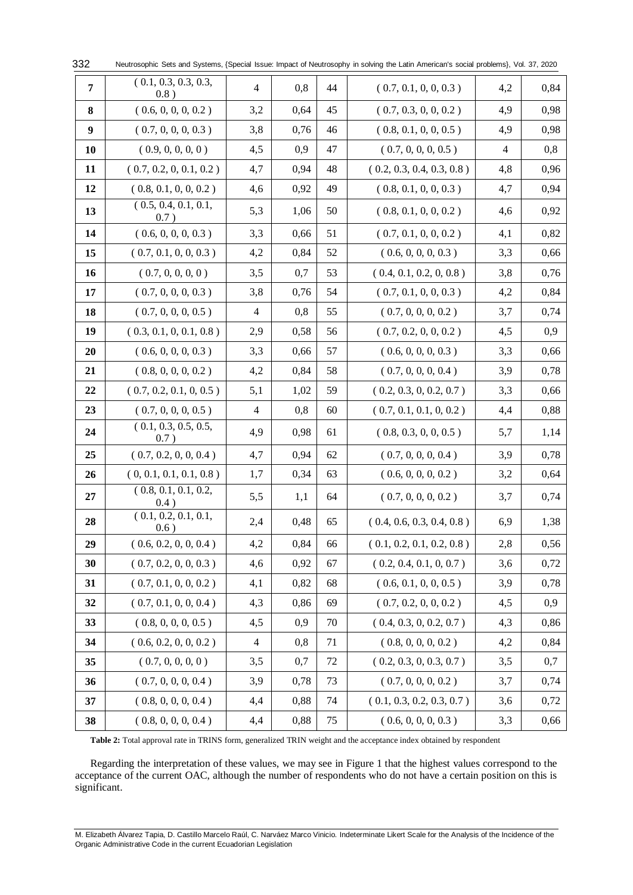| 7 | ( 0.1, 0.3, 0.3, 0.3, 0.8 ) | 4 | 0,8 | 44 | ( 0.7, 0.1, 0, 0, 0.3 ) | 4,2 | 0,84 |
|---|---|---|---|---|---|---|---|
| 8 | ( 0.6, 0, 0, 0, 0.2 ) | 3,2 | 0,64 | 45 | ( 0.7, 0.3, 0, 0, 0.2 ) | 4,9 | 0,98 |
| 9 | ( 0.7, 0, 0, 0, 0.3 ) | 3,8 | 0,76 | 46 | ( 0.8, 0.1, 0, 0, 0.5 ) | 4,9 | 0,98 |
| 10 | ( 0.9, 0, 0, 0, 0 ) | 4,5 | 0,9 | 47 | ( 0.7, 0, 0, 0, 0.5 ) | 4 | 0,8 |
| 11 | ( 0.7, 0.2, 0, 0.1, 0.2 ) | 4,7 | 0,94 | 48 | ( 0.2, 0.3, 0.4, 0.3, 0.8 ) | 4,8 | 0,96 |
| 12 | ( 0.8, 0.1, 0, 0, 0.2 ) | 4,6 | 0,92 | 49 | ( 0.8, 0.1, 0, 0, 0.3 ) | 4,7 | 0,94 |
| 13 | ( 0.5, 0.4, 0.1, 0.1, 0.7 ) | 5,3 | 1,06 | 50 | ( 0.8, 0.1, 0, 0, 0.2 ) | 4,6 | 0,92 |
| 14 | ( 0.6, 0, 0, 0, 0.3 ) | 3,3 | 0,66 | 51 | ( 0.7, 0.1, 0, 0, 0.2 ) | 4,1 | 0,82 |
| 15 | ( 0.7, 0.1, 0, 0, 0.3 ) | 4,2 | 0,84 | 52 | ( 0.6, 0, 0, 0, 0.3 ) | 3,3 | 0,66 |
| 16 | ( 0.7, 0, 0, 0, 0 ) | 3,5 | 0,7 | 53 | ( 0.4, 0.1, 0.2, 0, 0.8 ) | 3,8 | 0,76 |
| 17 | ( 0.7, 0, 0, 0, 0.3 ) | 3,8 | 0,76 | 54 | ( 0.7, 0.1, 0, 0, 0.3 ) | 4,2 | 0,84 |
| 18 | ( 0.7, 0, 0, 0, 0.5 ) | 4 | 0,8 | 55 | ( 0.7, 0, 0, 0, 0.2 ) | 3,7 | 0,74 |
| 19 | ( 0.3, 0.1, 0, 0.1, 0.8 ) | 2,9 | 0,58 | 56 | ( 0.7, 0.2, 0, 0, 0.2 ) | 4,5 | 0,9 |
| 20 | ( 0.6, 0, 0, 0, 0.3 ) | 3,3 | 0,66 | 57 | ( 0.6, 0, 0, 0, 0.3 ) | 3,3 | 0,66 |
| 21 | ( 0.8, 0, 0, 0, 0.2 ) | 4,2 | 0,84 | 58 | ( 0.7, 0, 0, 0, 0.4 ) | 3,9 | 0,78 |
| 22 | ( 0.7, 0.2, 0.1, 0, 0.5 ) | 5,1 | 1,02 | 59 | ( 0.2, 0.3, 0, 0.2, 0.7 ) | 3,3 | 0,66 |
| 23 | ( 0.7, 0, 0, 0, 0.5 ) | 4 | 0,8 | 60 | ( 0.7, 0.1, 0.1, 0, 0.2 ) | 4,4 | 0,88 |
| 24 | ( 0.1, 0.3, 0.5, 0.5, 0.7 ) | 4,9 | 0,98 | 61 | ( 0.8, 0.3, 0, 0, 0.5 ) | 5,7 | 1,14 |
| 25 | ( 0.7, 0.2, 0, 0, 0.4 ) | 4,7 | 0,94 | 62 | ( 0.7, 0, 0, 0, 0.4 ) | 3,9 | 0,78 |
| 26 | ( 0, 0.1, 0.1, 0.1, 0.8 ) | 1,7 | 0,34 | 63 | ( 0.6, 0, 0, 0, 0.2 ) | 3,2 | 0,64 |
| 27 | ( 0.8, 0.1, 0.1, 0.2, 0.4 ) | 5,5 | 1,1 | 64 | ( 0.7, 0, 0, 0, 0.2 ) | 3,7 | 0,74 |
| 28 | ( 0.1, 0.2, 0.1, 0.1, 0.6 ) | 2,4 | 0,48 | 65 | ( 0.4, 0.6, 0.3, 0.4, 0.8 ) | 6,9 | 1,38 |
| 29 | ( 0.6, 0.2, 0, 0, 0.4 ) | 4,2 | 0,84 | 66 | ( 0.1, 0.2, 0.1, 0.2, 0.8 ) | 2,8 | 0,56 |
| 30 | ( 0.7, 0.2, 0, 0, 0.3 ) | 4,6 | 0,92 | 67 | ( 0.2, 0.4, 0.1, 0, 0.7 ) | 3,6 | 0,72 |
| 31 | ( 0.7, 0.1, 0, 0, 0.2 ) | 4,1 | 0,82 | 68 | ( 0.6, 0.1, 0, 0, 0.5 ) | 3,9 | 0,78 |
| 32 | ( 0.7, 0.1, 0, 0, 0.4 ) | 4,3 | 0,86 | 69 | ( 0.7, 0.2, 0, 0, 0.2 ) | 4,5 | 0,9 |
| 33 | ( 0.8, 0, 0, 0, 0.5 ) | 4,5 | 0,9 | 70 | ( 0.4, 0.3, 0, 0.2, 0.7 ) | 4,3 | 0,86 |
| 34 | ( 0.6, 0.2, 0, 0, 0.2 ) | 4 | 0,8 | 71 | ( 0.8, 0, 0, 0, 0.2 ) | 4,2 | 0,84 |
| 35 | ( 0.7, 0, 0, 0, 0 ) | 3,5 | 0,7 | 72 | ( 0.2, 0.3, 0, 0.3, 0.7 ) | 3,5 | 0,7 |
| 36 | ( 0.7, 0, 0, 0, 0.4 ) | 3,9 | 0,78 | 73 | ( 0.7, 0, 0, 0, 0.2 ) | 3,7 | 0,74 |
| 37 | ( 0.8, 0, 0, 0, 0.4 ) | 4,4 | 0,88 | 74 | ( 0.1, 0.3, 0.2, 0.3, 0.7 ) | 3,6 | 0,72 |
| 38 | ( 0.8, 0, 0, 0, 0.4 ) | 4,4 | 0,88 | 75 | ( 0.6, 0, 0, 0, 0.3 ) | 3,3 | 0,66 |

**Table 2:** Total approval rate in TRINS form, generalized TRIN weight and the acceptance index obtained by respondent

Regarding the interpretation of these values, we may see in Figure 1 that the highest values correspond to the acceptance of the current OAC, although the number of respondents who do not have a certain position on this is significant.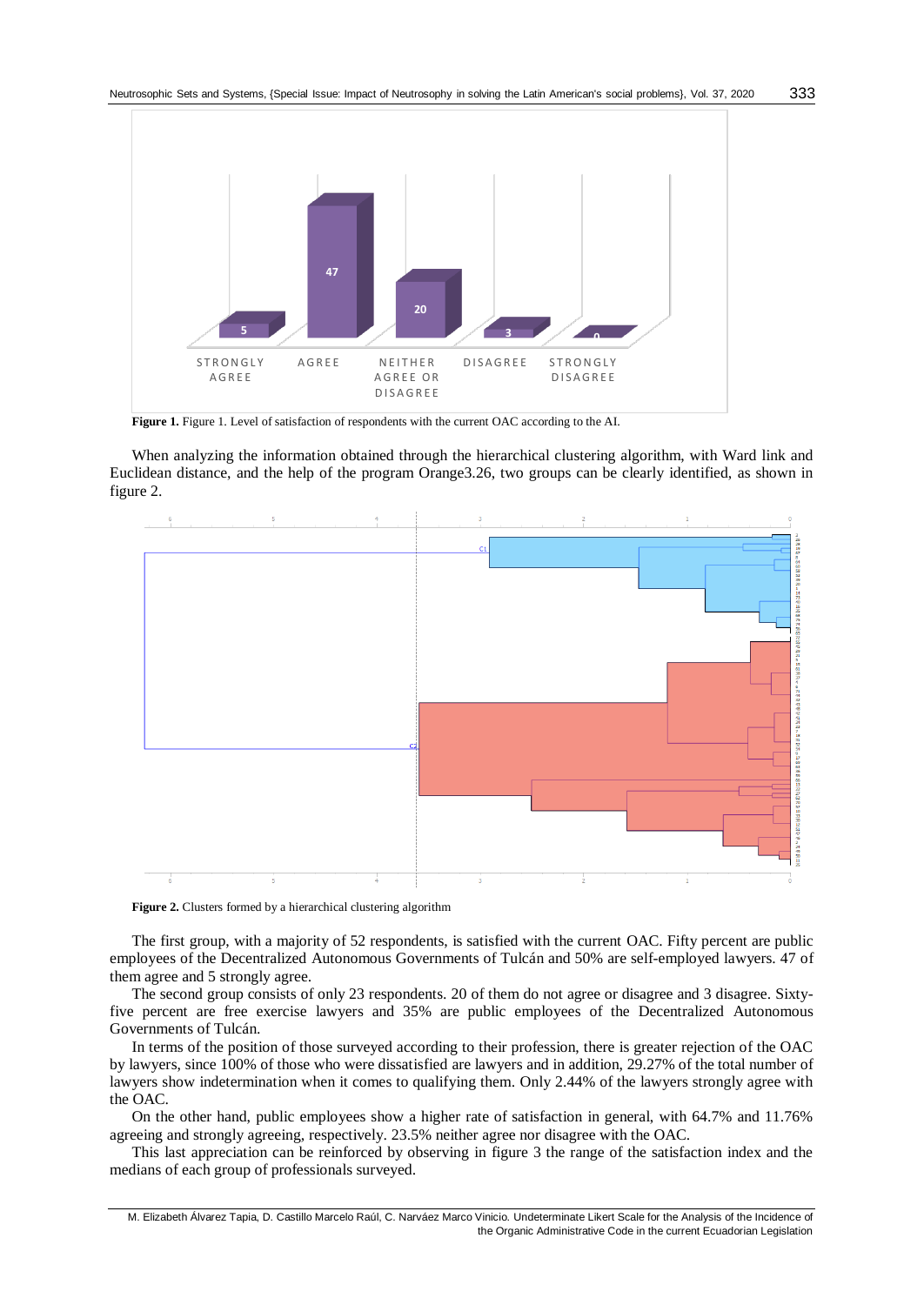**Figure 1.** Figure 1. Level of satisfaction of respondents with the current OAC according to the AI.

When analyzing the information obtained through the hierarchical clustering algorithm, with Ward link and Euclidean distance, and the help of the program Orange3.26, two groups can be clearly identified, as shown in figure 2.

**Figure 2.** Clusters formed by a hierarchical clustering algorithm

The first group, with a majority of 52 respondents, is satisfied with the current OAC. Fifty percent are public employees of the Decentralized Autonomous Governments of Tulcán and 50% are self-employed lawyers. 47 of them agree and 5 strongly agree.

The second group consists of only 23 respondents. 20 of them do not agree or disagree and 3 disagree. Sixty-five percent are free exercise lawyers and 35% are public employees of the Decentralized Autonomous Governments of Tulcán.

In terms of the position of those surveyed according to their profession, there is greater rejection of the OAC by lawyers, since 100% of those who were dissatisfied are lawyers and in addition, 29.27% of the total number of lawyers show indetermination when it comes to qualifying them. Only 2.44% of the lawyers strongly agree with the OAC.

On the other hand, public employees show a higher rate of satisfaction in general, with 64.7% and 11.76% agreeing and strongly agreeing, respectively. 23.5% neither agree nor disagree with the OAC.

This last appreciation can be reinforced by observing in figure 3 the range of the satisfaction index and the medians of each group of professionals surveyed.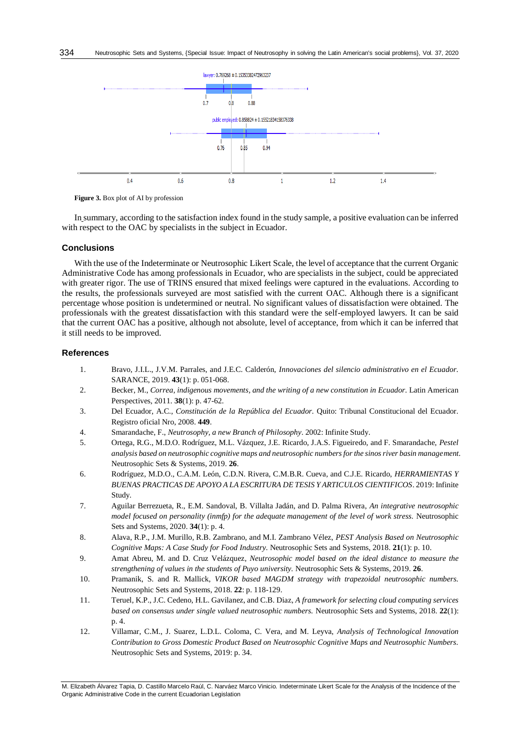**Figure 3.** Box plot of AI by profession

In summary, according to the satisfaction index found in the study sample, a positive evaluation can be inferred with respect to the OAC by specialists in the subject in Ecuador.

## Conclusions

With the use of the Indeterminate or Neutrosophic Likert Scale, the level of acceptance that the current Organic Administrative Code has among professionals in Ecuador, who are specialists in the subject, could be appreciated with greater rigor. The use of TRINS ensured that mixed feelings were captured in the evaluations. According to the results, the professionals surveyed are most satisfied with the current OAC. Although there is a significant percentage whose position is undetermined or neutral. No significant values of dissatisfaction were obtained. The professionals with the greatest dissatisfaction with this standard were the self-employed lawyers. It can be said that the current OAC has a positive, although not absolute, level of acceptance, from which it can be inferred that it still needs to be improved.

## References

1. Bravo, J.I.L., J.V.M. Parrales, and J.E.C. Calderón, *Innovaciones del silencio administrativo en el Ecuador.* SARANCE, 2019. **43**(1): p. 051-068.
2. Becker, M., *Correa, indigenous movements, and the writing of a new constitution in Ecuador.* Latin American Perspectives, 2011. **38**(1): p. 47-62.
3. Del Ecuador, A.C., *Constitución de la República del Ecuador.* Quito: Tribunal Constitucional del Ecuador. Registro oficial Nro, 2008. **449**.
4. Smarandache, F., *Neutrosophy, a new Branch of Philosophy*. 2002: Infinite Study.
5. Ortega, R.G., M.D.O. Rodríguez, M.L. Vázquez, J.E. Ricardo, J.A.S. Figueiredo, and F. Smarandache, *Pestel analysis based on neutrosophic cognitive maps and neutrosophic numbers for the sinos river basin management.* Neutrosophic Sets & Systems, 2019. **26**.
6. Rodríguez, M.D.O., C.A.M. León, C.D.N. Rivera, C.M.B.R. Cueva, and C.J.E. Ricardo, *HERRAMIENTAS Y BUENAS PRACTICAS DE APOYO A LA ESCRITURA DE TESIS Y ARTICULOS CIENTIFICOS*. 2019: Infinite Study.
7. Aguilar Berrezueta, R., E.M. Sandoval, B. Villalta Jadán, and D. Palma Rivera, *An integrative neutrosophic model focused on personality (inmfp) for the adequate management of the level of work stress.* Neutrosophic Sets and Systems, 2020. **34**(1): p. 4.
8. Alava, R.P., J.M. Murillo, R.B. Zambrano, and M.I. Zambrano Vélez, *PEST Analysis Based on Neutrosophic Cognitive Maps: A Case Study for Food Industry.* Neutrosophic Sets and Systems, 2018. **21**(1): p. 10.
9. Amat Abreu, M. and D. Cruz Velázquez, *Neutrosophic model based on the ideal distance to measure the strengthening of values in the students of Puyo university.* Neutrosophic Sets & Systems, 2019. **26**.
10. Pramanik, S. and R. Mallick, *VIKOR based MAGDM strategy with trapezoidal neutrosophic numbers.* Neutrosophic Sets and Systems, 2018. **22**: p. 118-129.
11. Teruel, K.P., J.C. Cedeno, H.L. Gavilanez, and C.B. Diaz, *A framework for selecting cloud computing services based on consensus under single valued neutrosophic numbers.* Neutrosophic Sets and Systems, 2018. **22**(1): p. 4.
12. Villamar, C.M., J. Suarez, L.D.L. Coloma, C. Vera, and M. Leyva, *Analysis of Technological Innovation Contribution to Gross Domestic Product Based on Neutrosophic Cognitive Maps and Neutrosophic Numbers.* Neutrosophic Sets and Systems, 2019: p. 34.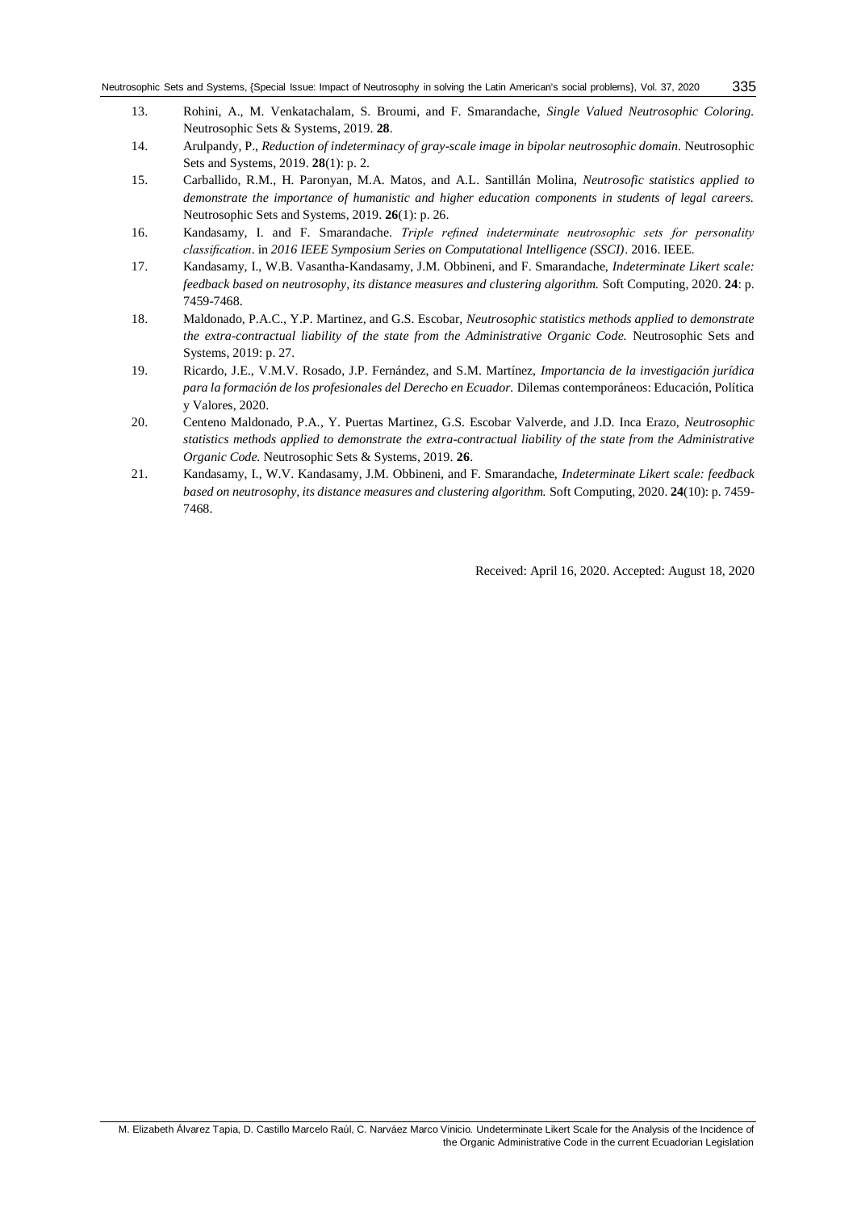13. Rohini, A., M. Venkatachalam, S. Broumi, and F. Smarandache, *Single Valued Neutrosophic Coloring.* Neutrosophic Sets & Systems, 2019. **28**.
14. Arulpandy, P., *Reduction of indeterminacy of gray-scale image in bipolar neutrosophic domain.* Neutrosophic Sets and Systems, 2019. **28**(1): p. 2.
15. Carballido, R.M., H. Paronyan, M.A. Matos, and A.L. Santillán Molina, *Neutrosofic statistics applied to demonstrate the importance of humanistic and higher education components in students of legal careers.* Neutrosophic Sets and Systems, 2019. **26**(1): p. 26.
16. Kandasamy, I. and F. Smarandache. *Triple refined indeterminate neutrosophic sets for personality classification*. in *2016 IEEE Symposium Series on Computational Intelligence (SSCI)*. 2016. IEEE.
17. Kandasamy, I., W.B. Vasantha-Kandasamy, J.M. Obbineni, and F. Smarandache, *Indeterminate Likert scale: feedback based on neutrosophy, its distance measures and clustering algorithm.* Soft Computing, 2020. **24**: p. 7459-7468.
18. Maldonado, P.A.C., Y.P. Martinez, and G.S. Escobar, *Neutrosophic statistics methods applied to demonstrate the extra-contractual liability of the state from the Administrative Organic Code.* Neutrosophic Sets and Systems, 2019: p. 27.
19. Ricardo, J.E., V.M.V. Rosado, J.P. Fernández, and S.M. Martínez, *Importancia de la investigación jurídica para la formación de los profesionales del Derecho en Ecuador.* Dilemas contemporáneos: Educación, Política y Valores, 2020.
20. Centeno Maldonado, P.A., Y. Puertas Martinez, G.S. Escobar Valverde, and J.D. Inca Erazo, *Neutrosophic statistics methods applied to demonstrate the extra-contractual liability of the state from the Administrative Organic Code.* Neutrosophic Sets & Systems, 2019. **26**.
21. Kandasamy, I., W.V. Kandasamy, J.M. Obbineni, and F. Smarandache, *Indeterminate Likert scale: feedback based on neutrosophy, its distance measures and clustering algorithm.* Soft Computing, 2020. **24**(10): p. 7459-7468.

Received: April 16, 2020. Accepted: August 18, 2020